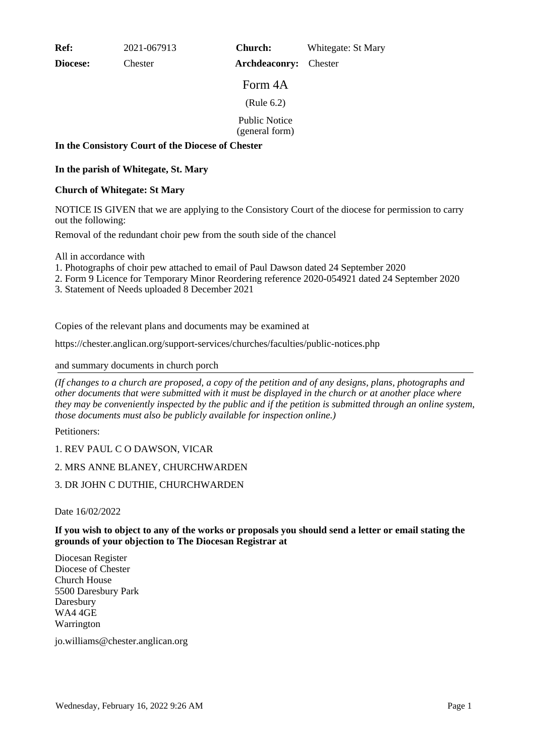| **Ref:** | 2021-067913 | **Church:** | Whitegate: St Mary |
| --- | --- | --- | --- |
| **Diocese:** | Chester | **Archdeaconry:** | Chester |

# Form 4A

(Rule 6.2)

Public Notice
(general form)

**In the Consistory Court of the Diocese of Chester**

**In the parish of Whitegate, St. Mary**

**Church of Whitegate: St Mary**

NOTICE IS GIVEN that we are applying to the Consistory Court of the diocese for permission to carry out the following:

Removal of the redundant choir pew from the south side of the chancel

All in accordance with

1. Photographs of choir pew attached to email of Paul Dawson dated 24 September 2020
2. Form 9 Licence for Temporary Minor Reordering reference 2020-054921 dated 24 September 2020
3. Statement of Needs uploaded 8 December 2021

Copies of the relevant plans and documents may be examined at

https://chester.anglican.org/support-services/churches/faculties/public-notices.php

and summary documents in church porch

---

*(If changes to a church are proposed, a copy of the petition and of any designs, plans, photographs and other documents that were submitted with it must be displayed in the church or at another place where they may be conveniently inspected by the public and if the petition is submitted through an online system, those documents must also be publicly available for inspection online.)*

Petitioners:

1. REV PAUL C O DAWSON, VICAR

2. MRS ANNE BLANEY, CHURCHWARDEN

3. DR JOHN C DUTHIE, CHURCHWARDEN

Date 16/02/2022

**If you wish to object to any of the works or proposals you should send a letter or email stating the grounds of your objection to The Diocesan Registrar at**

Diocesan Register
Diocese of Chester
Church House
5500 Daresbury Park
Daresbury
WA4 4GE
Warrington

jo.williams@chester.anglican.org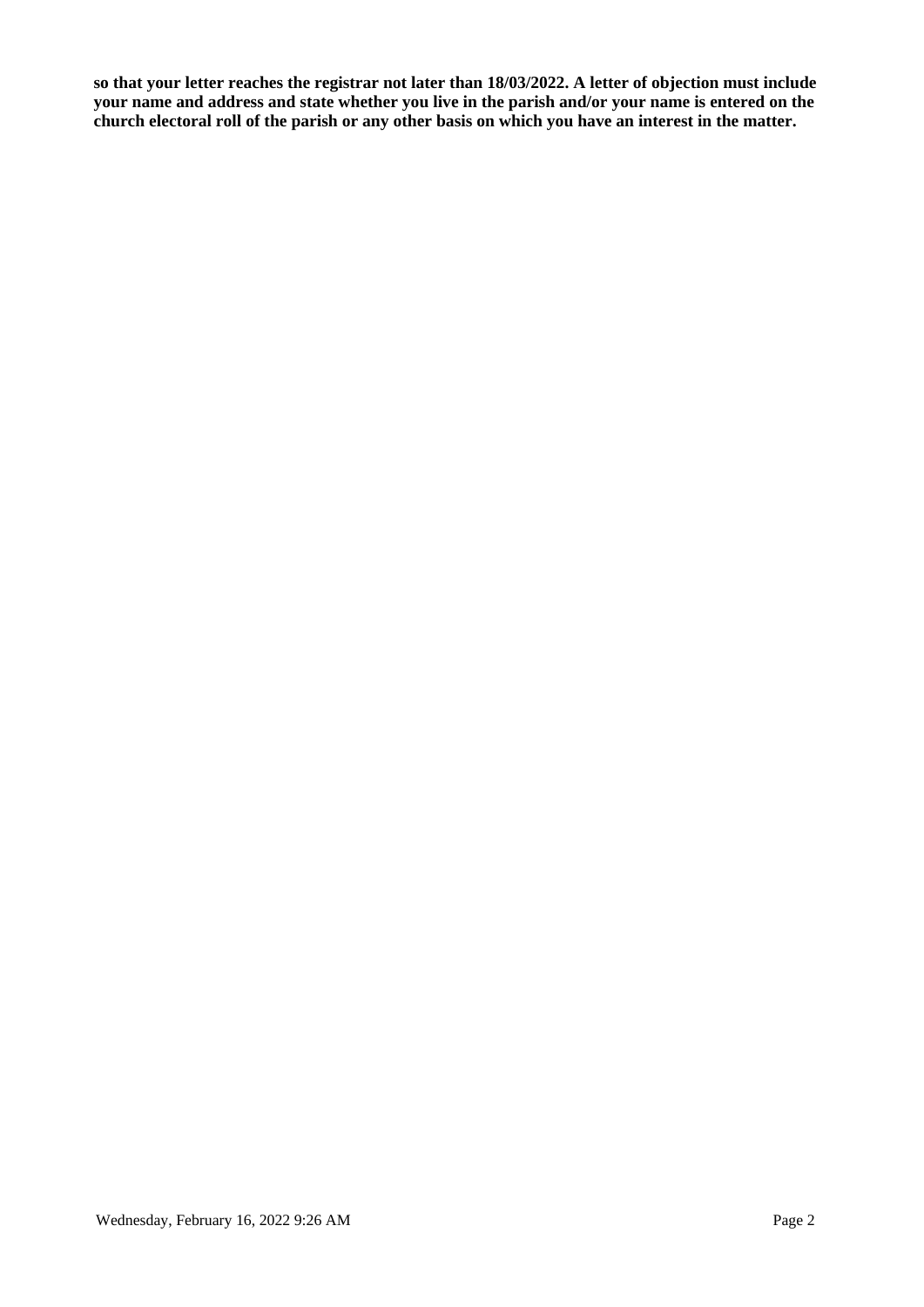**so that your letter reaches the registrar not later than 18/03/2022. A letter of objection must include your name and address and state whether you live in the parish and/or your name is entered on the church electoral roll of the parish or any other basis on which you have an interest in the matter.**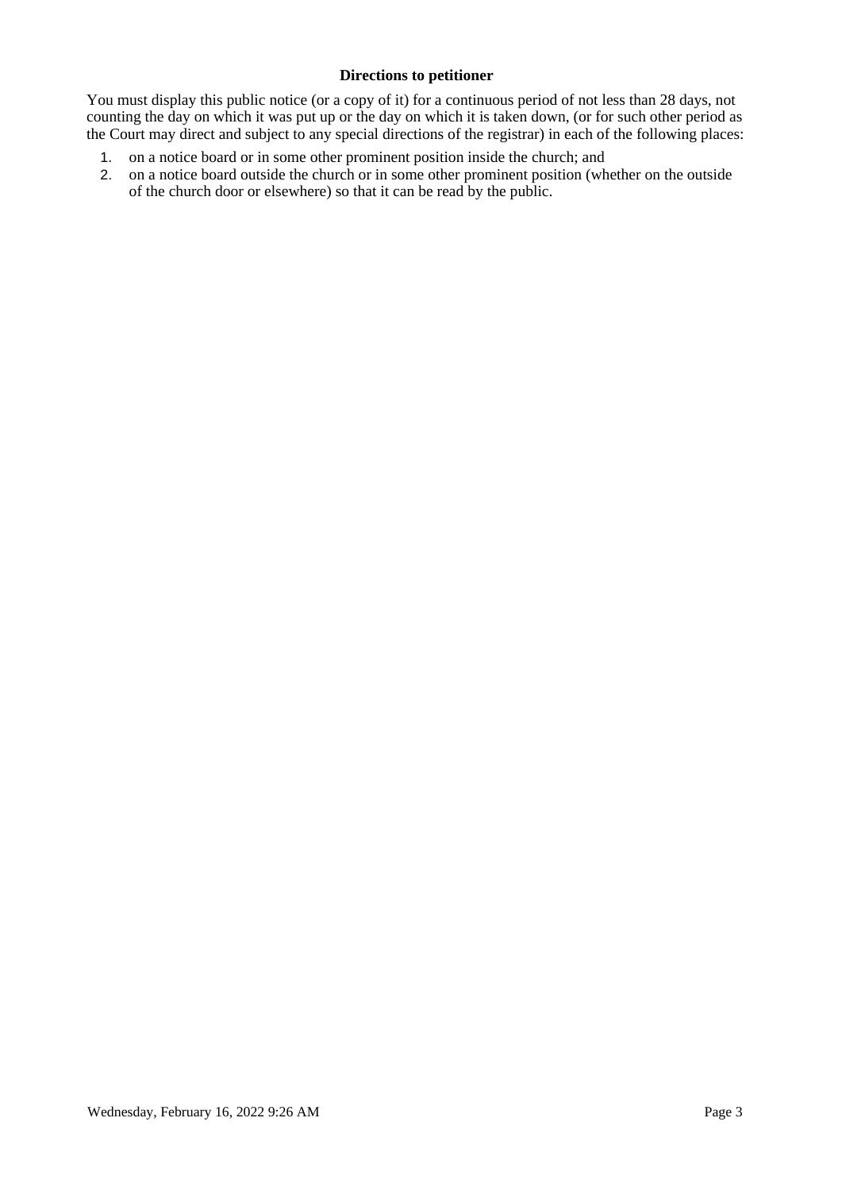**Directions to petitioner**

You must display this public notice (or a copy of it) for a continuous period of not less than 28 days, not counting the day on which it was put up or the day on which it is taken down, (or for such other period as the Court may direct and subject to any special directions of the registrar) in each of the following places:

1. on a notice board or in some other prominent position inside the church; and
2. on a notice board outside the church or in some other prominent position (whether on the outside of the church door or elsewhere) so that it can be read by the public.